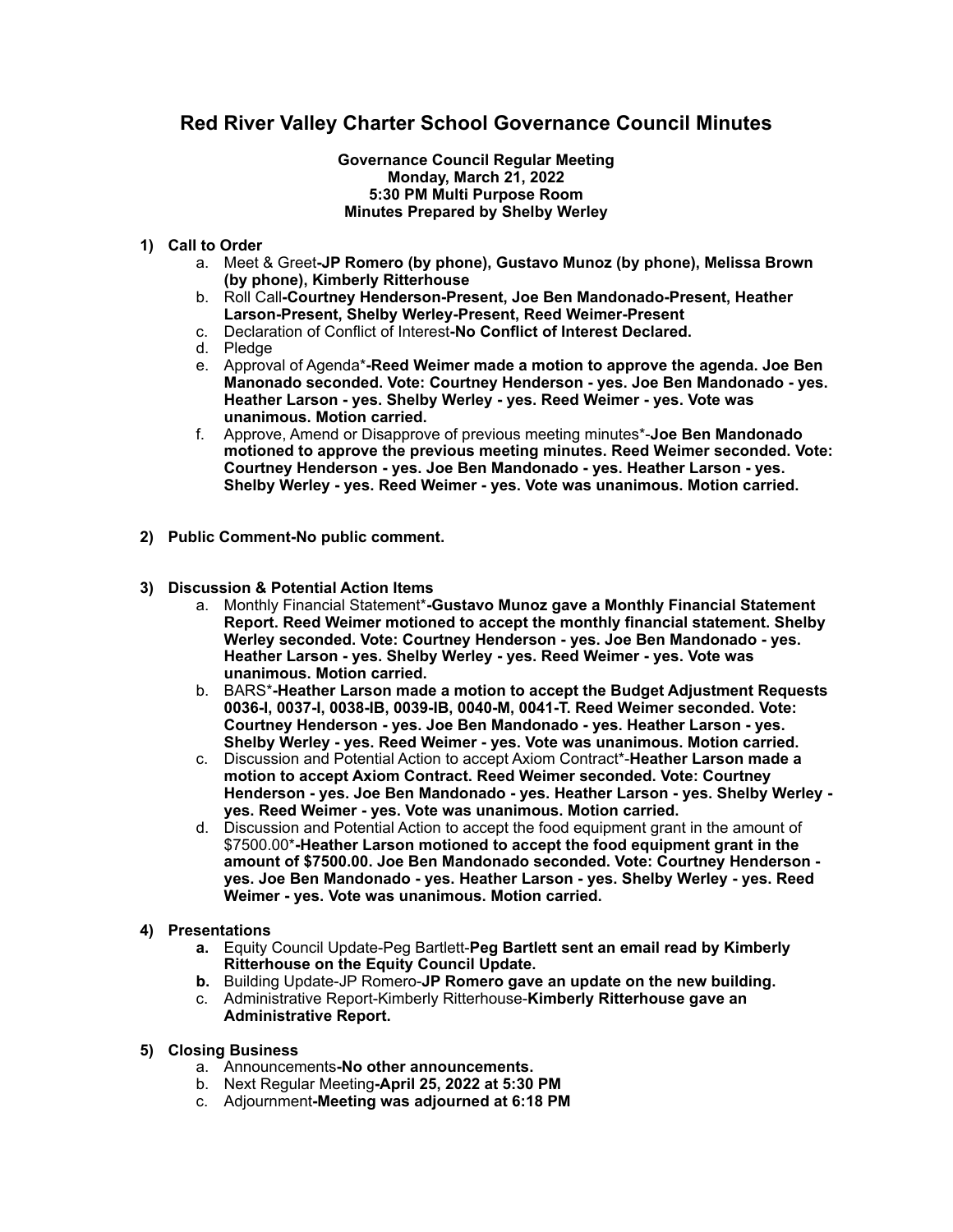# Red River Valley Charter School Governance Council Minutes

**Governance Council Regular Meeting**
**Monday, March 21, 2022**
**5:30 PM Multi Purpose Room**
**Minutes Prepared by Shelby Werley**

1) **Call to Order**
   a. Meet & Greet**-JP Romero (by phone), Gustavo Munoz (by phone), Melissa Brown (by phone), Kimberly Ritterhouse**
   b. Roll Call**-Courtney Henderson-Present, Joe Ben Mandonado-Present, Heather Larson-Present, Shelby Werley-Present, Reed Weimer-Present**
   c. Declaration of Conflict of Interest**-No Conflict of Interest Declared.**
   d. Pledge
   e. Approval of Agenda*-**Reed Weimer made a motion to approve the agenda. Joe Ben Manonado seconded. Vote: Courtney Henderson - yes. Joe Ben Mandonado - yes. Heather Larson - yes. Shelby Werley - yes. Reed Weimer - yes. Vote was unanimous. Motion carried.**
   f. Approve, Amend or Disapprove of previous meeting minutes*-**Joe Ben Mandonado motioned to approve the previous meeting minutes. Reed Weimer seconded. Vote: Courtney Henderson - yes. Joe Ben Mandonado - yes. Heather Larson - yes. Shelby Werley - yes. Reed Weimer - yes. Vote was unanimous. Motion carried.**

2) **Public Comment-No public comment.**

3) **Discussion & Potential Action Items**
   a. Monthly Financial Statement*-**Gustavo Munoz gave a Monthly Financial Statement Report. Reed Weimer motioned to accept the monthly financial statement. Shelby Werley seconded. Vote: Courtney Henderson - yes. Joe Ben Mandonado - yes. Heather Larson - yes. Shelby Werley - yes. Reed Weimer - yes. Vote was unanimous. Motion carried.**
   b. BARS*-**Heather Larson made a motion to accept the Budget Adjustment Requests 0036-I, 0037-I, 0038-IB, 0039-IB, 0040-M, 0041-T. Reed Weimer seconded. Vote: Courtney Henderson - yes. Joe Ben Mandonado - yes. Heather Larson - yes. Shelby Werley - yes. Reed Weimer - yes. Vote was unanimous. Motion carried.**
   c. Discussion and Potential Action to accept Axiom Contract*-**Heather Larson made a motion to accept Axiom Contract. Reed Weimer seconded. Vote: Courtney Henderson - yes. Joe Ben Mandonado - yes. Heather Larson - yes. Shelby Werley - yes. Reed Weimer - yes. Vote was unanimous. Motion carried.**
   d. Discussion and Potential Action to accept the food equipment grant in the amount of $7500.00*-**Heather Larson motioned to accept the food equipment grant in the amount of $7500.00. Joe Ben Mandonado seconded. Vote: Courtney Henderson - yes. Joe Ben Mandonado - yes. Heather Larson - yes. Shelby Werley - yes. Reed Weimer - yes. Vote was unanimous. Motion carried.**

4) **Presentations**
   **a.** Equity Council Update-Peg Bartlett-**Peg Bartlett sent an email read by Kimberly Ritterhouse on the Equity Council Update.**
   **b.** Building Update-JP Romero-**JP Romero gave an update on the new building.**
   c. Administrative Report-Kimberly Ritterhouse-**Kimberly Ritterhouse gave an Administrative Report.**

5) **Closing Business**
   a. Announcements**-No other announcements.**
   b. Next Regular Meeting**-April 25, 2022 at 5:30 PM**
   c. Adjournment**-Meeting was adjourned at 6:18 PM**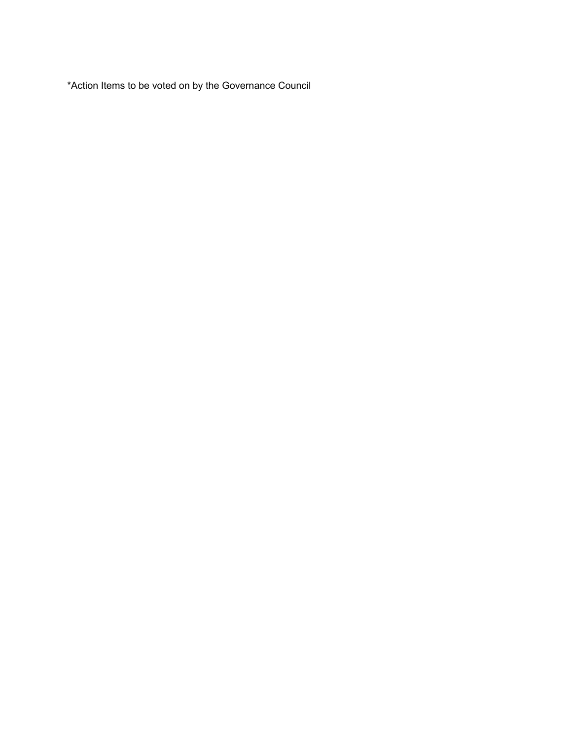*Action Items to be voted on by the Governance Council